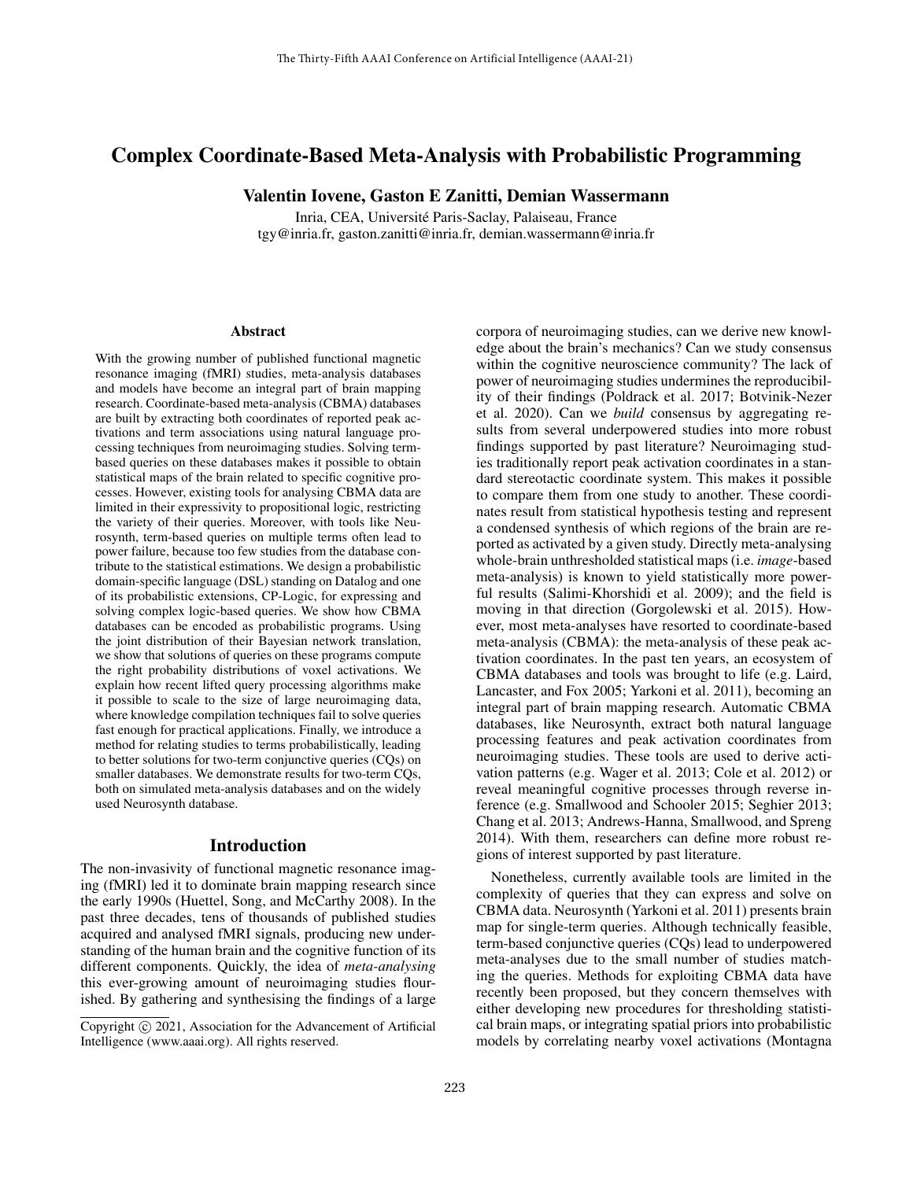# Complex Coordinate-Based Meta-Analysis with Probabilistic Programming

**Valentin Iovene, Gaston E Zanitti, Demian Wassermann**

Inria, CEA, Université Paris-Saclay, Palaiseau, France
tgy@inria.fr, gaston.zanitti@inria.fr, demian.wassermann@inria.fr

## Abstract

With the growing number of published functional magnetic resonance imaging (fMRI) studies, meta-analysis databases and models have become an integral part of brain mapping research. Coordinate-based meta-analysis (CBMA) databases are built by extracting both coordinates of reported peak activations and term associations using natural language processing techniques from neuroimaging studies. Solving term-based queries on these databases makes it possible to obtain statistical maps of the brain related to specific cognitive processes. However, existing tools for analysing CBMA data are limited in their expressivity to propositional logic, restricting the variety of their queries. Moreover, with tools like Neurosynth, term-based queries on multiple terms often lead to power failure, because too few studies from the database contribute to the statistical estimations. We design a probabilistic domain-specific language (DSL) standing on Datalog and one of its probabilistic extensions, CP-Logic, for expressing and solving complex logic-based queries. We show how CBMA databases can be encoded as probabilistic programs. Using the joint distribution of their Bayesian network translation, we show that solutions of queries on these programs compute the right probability distributions of voxel activations. We explain how recent lifted query processing algorithms make it possible to scale to the size of large neuroimaging data, where knowledge compilation techniques fail to solve queries fast enough for practical applications. Finally, we introduce a method for relating studies to terms probabilistically, leading to better solutions for two-term conjunctive queries (CQs) on smaller databases. We demonstrate results for two-term CQs, both on simulated meta-analysis databases and on the widely used Neurosynth database.

## Introduction

The non-invasivity of functional magnetic resonance imaging (fMRI) led it to dominate brain mapping research since the early 1990s (Huettel, Song, and McCarthy 2008). In the past three decades, tens of thousands of published studies acquired and analysed fMRI signals, producing new understanding of the human brain and the cognitive function of its different components. Quickly, the idea of *meta-analysing* this ever-growing amount of neuroimaging studies flourished. By gathering and synthesising the findings of a large corpora of neuroimaging studies, can we derive new knowledge about the brain's mechanics? Can we study consensus within the cognitive neuroscience community? The lack of power of neuroimaging studies undermines the reproducibility of their findings (Poldrack et al. 2017; Botvinik-Nezer et al. 2020). Can we *build* consensus by aggregating results from several underpowered studies into more robust findings supported by past literature? Neuroimaging studies traditionally report peak activation coordinates in a standard stereotactic coordinate system. This makes it possible to compare them from one study to another. These coordinates result from statistical hypothesis testing and represent a condensed synthesis of which regions of the brain are reported as activated by a given study. Directly meta-analysing whole-brain unthresholded statistical maps (i.e. *image*-based meta-analysis) is known to yield statistically more powerful results (Salimi-Khorshidi et al. 2009); and the field is moving in that direction (Gorgolewski et al. 2015). However, most meta-analyses have resorted to coordinate-based meta-analysis (CBMA): the meta-analysis of these peak activation coordinates. In the past ten years, an ecosystem of CBMA databases and tools was brought to life (e.g. Laird, Lancaster, and Fox 2005; Yarkoni et al. 2011), becoming an integral part of brain mapping research. Automatic CBMA databases, like Neurosynth, extract both natural language processing features and peak activation coordinates from neuroimaging studies. These tools are used to derive activation patterns (e.g. Wager et al. 2013; Cole et al. 2012) or reveal meaningful cognitive processes through reverse inference (e.g. Smallwood and Schooler 2015; Seghier 2013; Chang et al. 2013; Andrews-Hanna, Smallwood, and Spreng 2014). With them, researchers can define more robust regions of interest supported by past literature.

Nonetheless, currently available tools are limited in the complexity of queries that they can express and solve on CBMA data. Neurosynth (Yarkoni et al. 2011) presents brain map for single-term queries. Although technically feasible, term-based conjunctive queries (CQs) lead to underpowered meta-analyses due to the small number of studies matching the queries. Methods for exploiting CBMA data have recently been proposed, but they concern themselves with either developing new procedures for thresholding statistical brain maps, or integrating spatial priors into probabilistic models by correlating nearby voxel activations (Montagna

Copyright © 2021, Association for the Advancement of Artificial Intelligence (www.aaai.org). All rights reserved.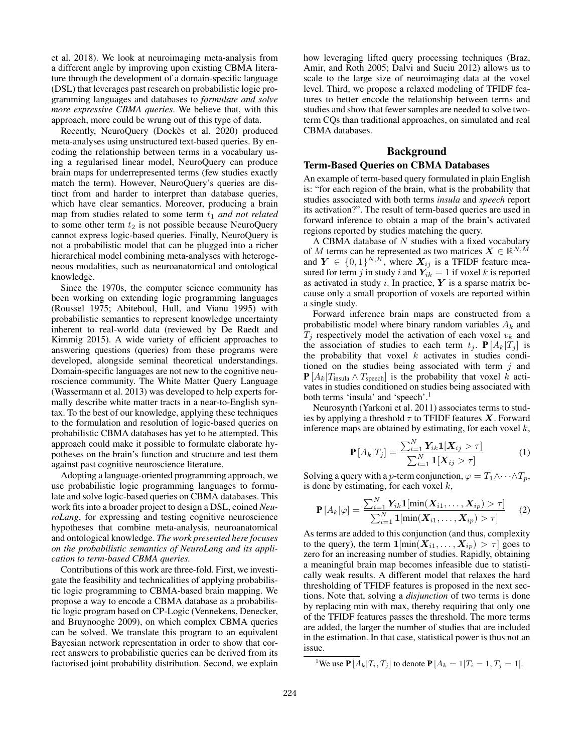et al. 2018). We look at neuroimaging meta-analysis from a different angle by improving upon existing CBMA literature through the development of a domain-specific language (DSL) that leverages past research on probabilistic logic programming languages and databases to *formulate and solve more expressive CBMA queries*. We believe that, with this approach, more could be wrung out of this type of data.

Recently, NeuroQuery (Dockès et al. 2020) produced meta-analyses using unstructured text-based queries. By encoding the relationship between terms in a vocabulary using a regularised linear model, NeuroQuery can produce brain maps for underrepresented terms (few studies exactly match the term). However, NeuroQuery's queries are distinct from and harder to interpret than database queries, which have clear semantics. Moreover, producing a brain map from studies related to some term $t_1$ *and not related* to some other term $t_2$ is not possible because NeuroQuery cannot express logic-based queries. Finally, NeuroQuery is not a probabilistic model that can be plugged into a richer hierarchical model combining meta-analyses with heterogeneous modalities, such as neuroanatomical and ontological knowledge.

Since the 1970s, the computer science community has been working on extending logic programming languages (Roussel 1975; Abiteboul, Hull, and Vianu 1995) with probabilistic semantics to represent knowledge uncertainty inherent to real-world data (reviewed by De Raedt and Kimmig 2015). A wide variety of efficient approaches to answering questions (queries) from these programs were developed, alongside seminal theoretical understandings. Domain-specific languages are not new to the cognitive neuroscience community. The White Matter Query Language (Wassermann et al. 2013) was developed to help experts formally describe white matter tracts in a near-to-English syntax. To the best of our knowledge, applying these techniques to the formulation and resolution of logic-based queries on probabilistic CBMA databases has yet to be attempted. This approach could make it possible to formulate elaborate hypotheses on the brain's function and structure and test them against past cognitive neuroscience literature.

Adopting a language-oriented programming approach, we use probabilistic logic programming languages to formulate and solve logic-based queries on CBMA databases. This work fits into a broader project to design a DSL, coined *NeuroLang*, for expressing and testing cognitive neuroscience hypotheses that combine meta-analysis, neuroanatomical and ontological knowledge. *The work presented here focuses on the probabilistic semantics of NeuroLang and its application to term-based CBMA queries.*

Contributions of this work are three-fold. First, we investigate the feasibility and technicalities of applying probabilistic logic programming to CBMA-based brain mapping. We propose a way to encode a CBMA database as a probabilistic logic program based on CP-Logic (Vennekens, Denecker, and Bruynooghe 2009), on which complex CBMA queries can be solved. We translate this program to an equivalent Bayesian network representation in order to show that correct answers to probabilistic queries can be derived from its factorised joint probability distribution. Second, we explain how leveraging lifted query processing techniques (Braz, Amir, and Roth 2005; Dalvi and Suciu 2012) allows us to scale to the large size of neuroimaging data at the voxel level. Third, we propose a relaxed modeling of TFIDF features to better encode the relationship between terms and studies and show that fewer samples are needed to solve two-term CQs than traditional approaches, on simulated and real CBMA databases.

## Background

### Term-Based Queries on CBMA Databases

An example of term-based query formulated in plain English is: "for each region of the brain, what is the probability that studies associated with both terms *insula* and *speech* report its activation?". The result of term-based queries are used in forward inference to obtain a map of the brain's activated regions reported by studies matching the query.

A CBMA database of $N$ studies with a fixed vocabulary of $M$ terms can be represented as two matrices $\boldsymbol{X} \in \mathbb{R}^{N,M}$ and $\boldsymbol{Y} \in \{0,1\}^{N,K}$, where $\boldsymbol{X}_{ij}$ is a TFIDF feature measured for term $j$ in study $i$ and $\boldsymbol{Y}_{ik} = 1$ if voxel $k$ is reported as activated in study $i$. In practice, $\boldsymbol{Y}$ is a sparse matrix because only a small proportion of voxels are reported within a single study.

Forward inference brain maps are constructed from a probabilistic model where binary random variables $A_k$ and $T_j$ respectively model the activation of each voxel $v_k$ and the association of studies to each term $t_j$. $\mathbf{P}[A_k|T_j]$ is the probability that voxel $k$ activates in studies conditioned on the studies being associated with term $j$ and $\mathbf{P}[A_k|T_{\text{insula}} \wedge T_{\text{speech}}]$ is the probability that voxel $k$ activates in studies conditioned on studies being associated with both terms 'insula' and 'speech'.[1]

Neurosynth (Yarkoni et al. 2011) associates terms to studies by applying a threshold $\tau$ to TFIDF features $\boldsymbol{X}$. Forward inference maps are obtained by estimating, for each voxel $k$,

$$\mathbf{P}[A_k|T_j] = \frac{\sum_{i=1}^{N} \boldsymbol{Y}_{ik} \mathbf{1}[\boldsymbol{X}_{ij} > \tau]}{\sum_{i=1}^{N} \mathbf{1}[\boldsymbol{X}_{ij} > \tau]} \tag{1}$$

Solving a query with a $p$-term conjunction, $\varphi = T_1 \wedge \cdots \wedge T_p$, is done by estimating, for each voxel $k$,

$$\mathbf{P}[A_k|\varphi] = \frac{\sum_{i=1}^{N} \boldsymbol{Y}_{ik} \mathbf{1}[\min(\boldsymbol{X}_{i1}, \ldots, \boldsymbol{X}_{ip}) > \tau]}{\sum_{i=1}^{N} \mathbf{1}[\min(\boldsymbol{X}_{i1}, \ldots, \boldsymbol{X}_{ip}) > \tau]} \tag{2}$$

As terms are added to this conjunction (and thus, complexity to the query), the term $\mathbf{1}[\min(\boldsymbol{X}_{i1}, \ldots, \boldsymbol{X}_{ip}) > \tau]$ goes to zero for an increasing number of studies. Rapidly, obtaining a meaningful brain map becomes infeasible due to statistically weak results. A different model that relaxes the hard thresholding of TFIDF features is proposed in the next sections. Note that, solving a *disjunction* of two terms is done by replacing min with max, thereby requiring that only one of the TFIDF features passes the threshold. The more terms are added, the larger the number of studies that are included in the estimation. In that case, statistical power is thus not an issue.

[1] We use $\mathbf{P}[A_k|T_i, T_j]$ to denote $\mathbf{P}[A_k = 1|T_i = 1, T_j = 1]$.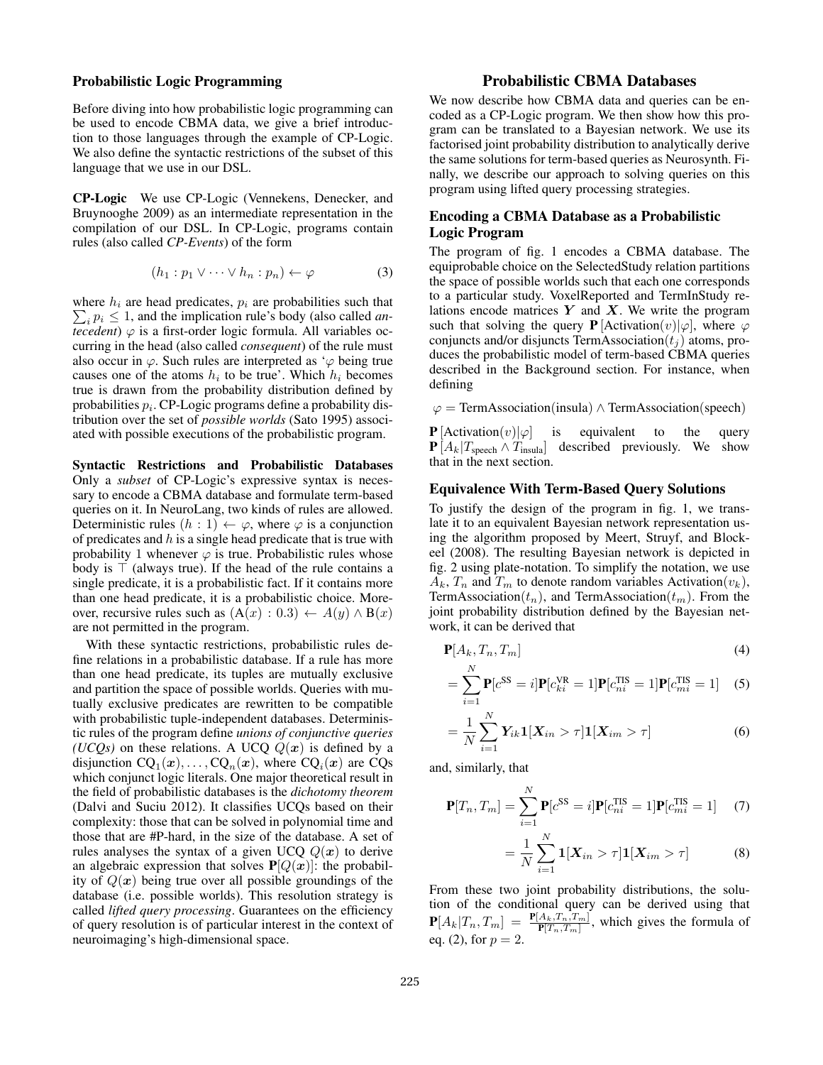## Probabilistic Logic Programming

Before diving into how probabilistic logic programming can be used to encode CBMA data, we give a brief introduction to those languages through the example of CP-Logic. We also define the syntactic restrictions of the subset of this language that we use in our DSL.

**CP-Logic** We use CP-Logic (Vennekens, Denecker, and Bruynooghe 2009) as an intermediate representation in the compilation of our DSL. In CP-Logic, programs contain rules (also called *CP-Events*) of the form

$$(h_1 : p_1 \vee \cdots \vee h_n : p_n) \leftarrow \varphi \tag{3}$$

where $h_i$ are head predicates, $p_i$ are probabilities such that $\sum_i p_i \leq 1$, and the implication rule's body (also called *antecedent*) $\varphi$ is a first-order logic formula. All variables occurring in the head (also called *consequent*) of the rule must also occur in $\varphi$. Such rules are interpreted as '$\varphi$ being true causes one of the atoms $h_i$ to be true'. Which $h_i$ becomes true is drawn from the probability distribution defined by probabilities $p_i$. CP-Logic programs define a probability distribution over the set of *possible worlds* (Sato 1995) associated with possible executions of the probabilistic program.

**Syntactic Restrictions and Probabilistic Databases** Only a *subset* of CP-Logic's expressive syntax is necessary to encode a CBMA database and formulate term-based queries on it. In NeuroLang, two kinds of rules are allowed. Deterministic rules $(h : 1) \leftarrow \varphi$, where $\varphi$ is a conjunction of predicates and $h$ is a single head predicate that is true with probability 1 whenever $\varphi$ is true. Probabilistic rules whose body is $\top$ (always true). If the head of the rule contains a single predicate, it is a probabilistic fact. If it contains more than one head predicate, it is a probabilistic choice. Moreover, recursive rules such as $(\mathrm{A}(x) : 0.3) \leftarrow A(y) \wedge \mathrm{B}(x)$ are not permitted in the program.

With these syntactic restrictions, probabilistic rules define relations in a probabilistic database. If a rule has more than one head predicate, its tuples are mutually exclusive and partition the space of possible worlds. Queries with mutually exclusive predicates are rewritten to be compatible with probabilistic tuple-independent databases. Deterministic rules of the program define *unions of conjunctive queries (UCQs)* on these relations. A UCQ $Q(\boldsymbol{x})$ is defined by a disjunction $\mathrm{CQ}_1(\boldsymbol{x}), \ldots, \mathrm{CQ}_n(\boldsymbol{x})$, where $\mathrm{CQ}_i(\boldsymbol{x})$ are CQs which conjunct logic literals. One major theoretical result in the field of probabilistic databases is the *dichotomy theorem* (Dalvi and Suciu 2012). It classifies UCQs based on their complexity: those that can be solved in polynomial time and those that are #P-hard, in the size of the database. A set of rules analyses the syntax of a given UCQ $Q(\boldsymbol{x})$ to derive an algebraic expression that solves $\mathbf{P}[Q(\boldsymbol{x})]$: the probability of $Q(\boldsymbol{x})$ being true over all possible groundings of the database (i.e. possible worlds). This resolution strategy is called *lifted query processing*. Guarantees on the efficiency of query resolution is of particular interest in the context of neuroimaging's high-dimensional space.

# Probabilistic CBMA Databases

We now describe how CBMA data and queries can be encoded as a CP-Logic program. We then show how this program can be translated to a Bayesian network. We use its factorised joint probability distribution to analytically derive the same solutions for term-based queries as Neurosynth. Finally, we describe our approach to solving queries on this program using lifted query processing strategies.

## Encoding a CBMA Database as a Probabilistic Logic Program

The program of fig. 1 encodes a CBMA database. The equiprobable choice on the SelectedStudy relation partitions the space of possible worlds such that each one corresponds to a particular study. VoxelReported and TermInStudy relations encode matrices $\boldsymbol{Y}$ and $\boldsymbol{X}$. We write the program such that solving the query $\mathbf{P}[\mathrm{Activation}(v)|\varphi]$, where $\varphi$ conjuncts and/or disjuncts $\mathrm{TermAssociation}(t_j)$ atoms, produces the probabilistic model of term-based CBMA queries described in the Background section. For instance, when defining

$$\varphi = \mathrm{TermAssociation(insula)} \wedge \mathrm{TermAssociation(speech)}$$

$\mathbf{P}[\mathrm{Activation}(v)|\varphi]$ is equivalent to the query $\mathbf{P}[A_k|T_{\text{speech}} \wedge T_{\text{insula}}]$ described previously. We show that in the next section.

## Equivalence With Term-Based Query Solutions

To justify the design of the program in fig. 1, we translate it to an equivalent Bayesian network representation using the algorithm proposed by Meert, Struyf, and Blockeel (2008). The resulting Bayesian network is depicted in fig. 2 using plate-notation. To simplify the notation, we use $A_k$, $T_n$ and $T_m$ to denote random variables $\mathrm{Activation}(v_k)$, $\mathrm{TermAssociation}(t_n)$, and $\mathrm{TermAssociation}(t_m)$. From the joint probability distribution defined by the Bayesian network, it can be derived that

$$\mathbf{P}[A_k, T_n, T_m] \tag{4}$$

$$= \sum_{i=1}^{N} \mathbf{P}[c^{\text{SS}} = i] \mathbf{P}[c_{ki}^{\text{VR}} = 1] \mathbf{P}[c_{ni}^{\text{TIS}} = 1] \mathbf{P}[c_{mi}^{\text{TIS}} = 1] \tag{5}$$

$$= \frac{1}{N} \sum_{i=1}^{N} \boldsymbol{Y}_{ik} \mathbf{1}[\boldsymbol{X}_{in} > \tau] \mathbf{1}[\boldsymbol{X}_{im} > \tau] \tag{6}$$

and, similarly, that

$$\mathbf{P}[T_n, T_m] = \sum_{i=1}^{N} \mathbf{P}[c^{\text{SS}} = i] \mathbf{P}[c_{ni}^{\text{TIS}} = 1] \mathbf{P}[c_{mi}^{\text{TIS}} = 1] \tag{7}$$

$$= \frac{1}{N} \sum_{i=1}^{N} \mathbf{1}[\boldsymbol{X}_{in} > \tau] \mathbf{1}[\boldsymbol{X}_{im} > \tau] \tag{8}$$

From these two joint probability distributions, the solution of the conditional query can be derived using that $\mathbf{P}[A_k|T_n, T_m] = \frac{\mathbf{P}[A_k, T_n, T_m]}{\mathbf{P}[T_n, T_m]}$, which gives the formula of eq. (2), for $p = 2$.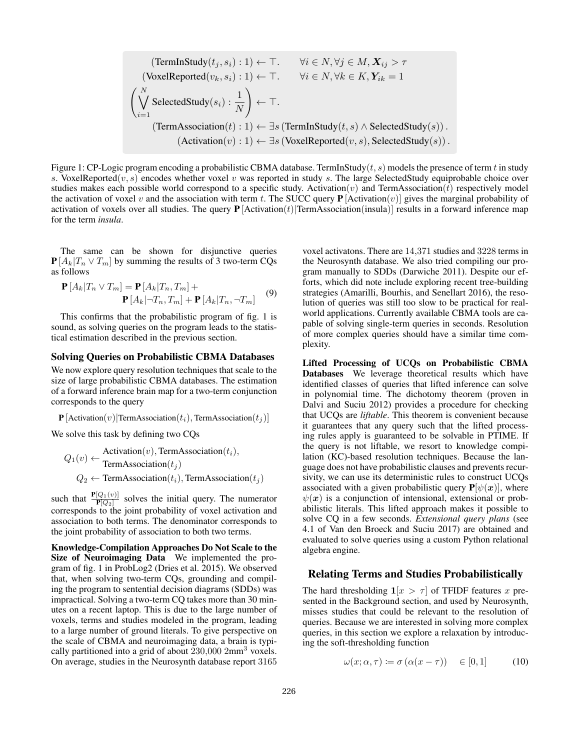$$
\begin{aligned}
(\text{TermInStudy}(t_j, s_i) : 1) &\leftarrow \top. \qquad \forall i \in N, \forall j \in M, \boldsymbol{X}_{ij} > \tau \\
(\text{VoxelReported}(v_k, s_i) : 1) &\leftarrow \top. \qquad \forall i \in N, \forall k \in K, \boldsymbol{Y}_{ik} = 1 \\
\left( \bigvee_{i=1}^{N} \text{SelectedStudy}(s_i) : \frac{1}{N} \right) &\leftarrow \top. \\
(\text{TermAssociation}(t) : 1) &\leftarrow \exists s \left( \text{TermInStudy}(t, s) \wedge \text{SelectedStudy}(s) \right). \\
(\text{Activation}(v) : 1) &\leftarrow \exists s \left( \text{VoxelReported}(v, s), \text{SelectedStudy}(s) \right).
\end{aligned}
$$

Figure 1: CP-Logic program encoding a probabilistic CBMA database. TermInStudy$(t, s)$ models the presence of term $t$ in study $s$. VoxelReported$(v, s)$ encodes whether voxel $v$ was reported in study $s$. The large SelectedStudy equiprobable choice over studies makes each possible world correspond to a specific study. Activation$(v)$ and TermAssociation$(t)$ respectively model the activation of voxel $v$ and the association with term $t$. The SUCC query $\mathbf{P}[\text{Activation}(v)]$ gives the marginal probability of activation of voxels over all studies. The query $\mathbf{P}[\text{Activation}(t) | \text{TermAssociation}(\text{insula})]$ results in a forward inference map for the term *insula*.

The same can be shown for disjunctive queries $\mathbf{P}[A_k | T_n \vee T_m]$ by summing the results of 3 two-term CQs as follows

$$
\begin{aligned}
\mathbf{P}[A_k | T_n \vee T_m] = \mathbf{P}[A_k | T_n, T_m] + \\
\mathbf{P}[A_k | \neg T_n, T_m] + \mathbf{P}[A_k | T_n, \neg T_m]
\end{aligned} \tag{9}
$$

This confirms that the probabilistic program of fig. 1 is sound, as solving queries on the program leads to the statistical estimation described in the previous section.

### Solving Queries on Probabilistic CBMA Databases

We now explore query resolution techniques that scale to the size of large probabilistic CBMA databases. The estimation of a forward inference brain map for a two-term conjunction corresponds to the query

$$\mathbf{P}[\text{Activation}(v) | \text{TermAssociation}(t_i), \text{TermAssociation}(t_j)]$$

We solve this task by defining two CQs

$$
\begin{aligned}
Q_1(v) &\leftarrow \begin{array}{l}\text{Activation}(v), \text{TermAssociation}(t_i), \\ \text{TermAssociation}(t_j)\end{array} \\
Q_2 &\leftarrow \text{TermAssociation}(t_i), \text{TermAssociation}(t_j)
\end{aligned}
$$

such that $\frac{\mathbf{P}[Q_1(v)]}{\mathbf{P}[Q_2]}$ solves the initial query. The numerator corresponds to the joint probability of voxel activation and association to both terms. The denominator corresponds to the joint probability of association to both two terms.

**Knowledge-Compilation Approaches Do Not Scale to the Size of Neuroimaging Data** We implemented the program of fig. 1 in ProbLog2 (Dries et al. 2015). We observed that, when solving two-term CQs, grounding and compiling the program to sentential decision diagrams (SDDs) was impractical. Solving a two-term CQ takes more than 30 minutes on a recent laptop. This is due to the large number of voxels, terms and studies modeled in the program, leading to a large number of ground literals. To give perspective on the scale of CBMA and neuroimaging data, a brain is typically partitioned into a grid of about 230,000 $2\text{mm}^3$ voxels. On average, studies in the Neurosynth database report 3165 voxel activatons. There are 14,371 studies and 3228 terms in the Neurosynth database. We also tried compiling our program manually to SDDs (Darwiche 2011). Despite our efforts, which did note include exploring recent tree-building strategies (Amarilli, Bourhis, and Senellart 2016), the resolution of queries was still too slow to be practical for real-world applications. Currently available CBMA tools are capable of solving single-term queries in seconds. Resolution of more complex queries should have a similar time complexity.

**Lifted Processing of UCQs on Probabilistic CBMA Databases** We leverage theoretical results which have identified classes of queries that lifted inference can solve in polynomial time. The dichotomy theorem (proven in Dalvi and Suciu 2012) provides a procedure for checking that UCQs are *liftable*. This theorem is convenient because it guarantees that any query such that the lifted processing rules apply is guaranteed to be solvable in PTIME. If the query is not liftable, we resort to knowledge compilation (KC)-based resolution techniques. Because the language does not have probabilistic clauses and prevents recursivity, we can use its deterministic rules to construct UCQs associated with a given probabilistic query $\mathbf{P}[\psi(\boldsymbol{x})]$, where $\psi(\boldsymbol{x})$ is a conjunction of intensional, extensional or probabilistic literals. This lifted approach makes it possible to solve CQ in a few seconds. *Extensional query plans* (see 4.1 of Van den Broeck and Suciu 2017) are obtained and evaluated to solve queries using a custom Python relational algebra engine.

## Relating Terms and Studies Probabilistically

The hard thresholding $\mathbf{1}[x > \tau]$ of TFIDF features $x$ presented in the Background section, and used by Neurosynth, misses studies that could be relevant to the resolution of queries. Because we are interested in solving more complex queries, in this section we explore a relaxation by introducing the soft-thresholding function

$$\omega(x; \alpha, \tau) \coloneqq \sigma\left(\alpha(x - \tau)\right) \quad \in [0, 1] \tag{10}$$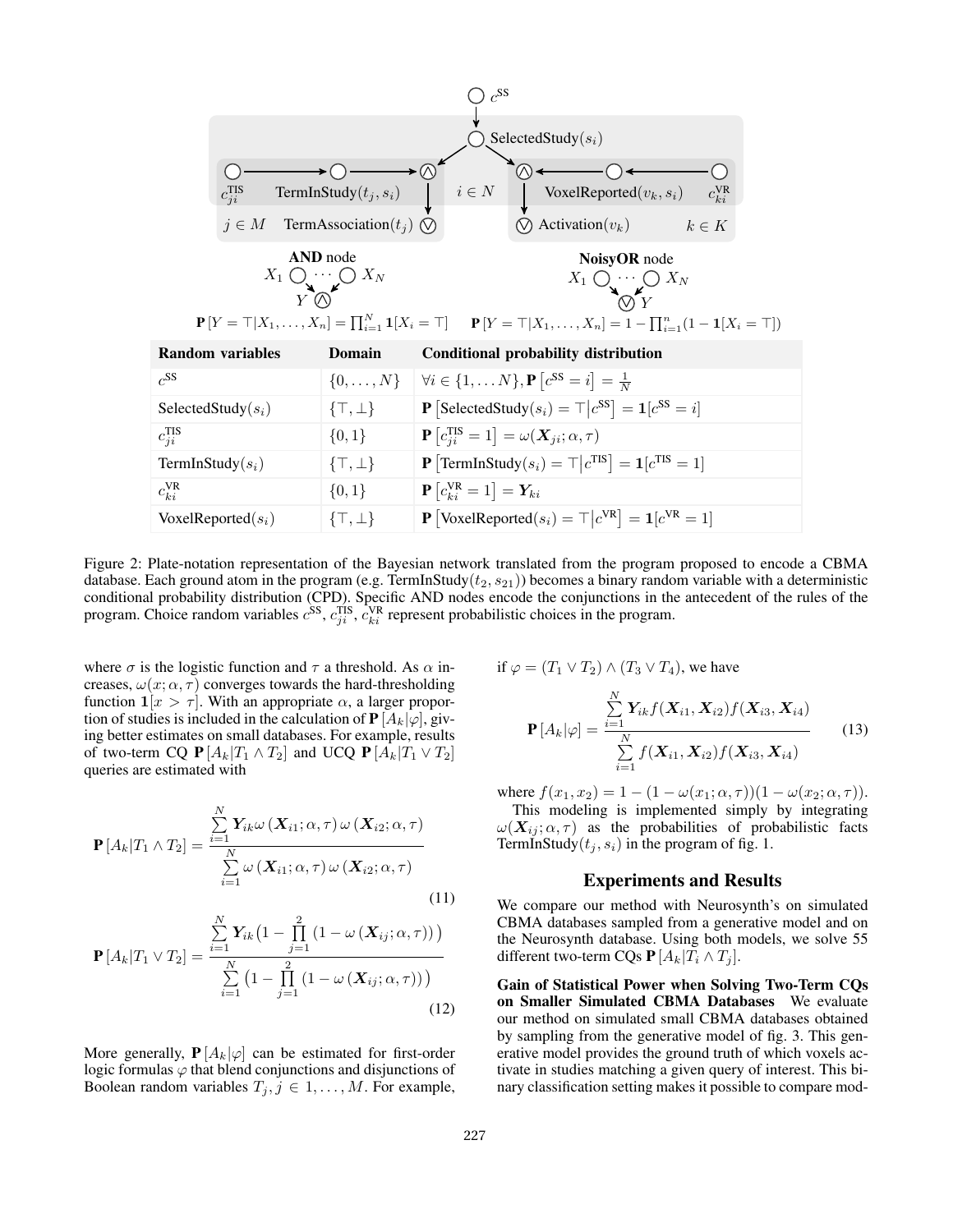| Random variables | Domain | Conditional probability distribution |
|---|---|---|
| $c^{\text{SS}}$ | $\{0,\dots,N\}$ | $\forall i \in \{1,\dots N\}, \mathbf{P}\left[c^{\text{SS}} = i\right] = \frac{1}{N}$ |
| $\text{SelectedStudy}(s_i)$ | $\{\top,\bot\}$ | $\mathbf{P}\left[\text{SelectedStudy}(s_i) = \top \middle| c^{\text{SS}}\right] = \mathbf{1}[c^{\text{SS}} = i]$ |
| $c_{ji}^{\text{TIS}}$ | $\{0,1\}$ | $\mathbf{P}\left[c_{ji}^{\text{TIS}} = 1\right] = \omega(\boldsymbol{X}_{ji}; \alpha, \tau)$ |
| $\text{TermInStudy}(s_i)$ | $\{\top,\bot\}$ | $\mathbf{P}\left[\text{TermInStudy}(s_i) = \top \middle| c^{\text{TIS}}\right] = \mathbf{1}[c^{\text{TIS}} = 1]$ |
| $c_{ki}^{\text{VR}}$ | $\{0,1\}$ | $\mathbf{P}\left[c_{ki}^{\text{VR}} = 1\right] = \boldsymbol{Y}_{ki}$ |
| $\text{VoxelReported}(s_i)$ | $\{\top,\bot\}$ | $\mathbf{P}\left[\text{VoxelReported}(s_i) = \top \middle| c^{\text{VR}}\right] = \mathbf{1}[c^{\text{VR}} = 1]$ |

AND node: $\mathbf{P}[Y = \top | X_1, \dots, X_n] = \prod_{i=1}^{N} \mathbf{1}[X_i = \top]$

NoisyOR node: $\mathbf{P}[Y = \top | X_1, \dots, X_n] = 1 - \prod_{i=1}^{n} (1 - \mathbf{1}[X_i = \top])$

Figure 2: Plate-notation representation of the Bayesian network translated from the program proposed to encode a CBMA database. Each ground atom in the program (e.g. $\text{TermInStudy}(t_2, s_{21})$) becomes a binary random variable with a deterministic conditional probability distribution (CPD). Specific AND nodes encode the conjunctions in the antecedent of the rules of the program. Choice random variables $c^{\text{SS}}$, $c_{ji}^{\text{TIS}}$, $c_{ki}^{\text{VR}}$ represent probabilistic choices in the program.

where $\sigma$ is the logistic function and $\tau$ a threshold. As $\alpha$ increases, $\omega(x; \alpha, \tau)$ converges towards the hard-thresholding function $\mathbf{1}[x > \tau]$. With an appropriate $\alpha$, a larger proportion of studies is included in the calculation of $\mathbf{P}[A_k|\varphi]$, giving better estimates on small databases. For example, results of two-term CQ $\mathbf{P}[A_k|T_1 \wedge T_2]$ and UCQ $\mathbf{P}[A_k|T_1 \vee T_2]$ queries are estimated with

$$\mathbf{P}[A_k|T_1 \wedge T_2] = \frac{\sum_{i=1}^{N} \boldsymbol{Y}_{ik} \omega(\boldsymbol{X}_{i1}; \alpha, \tau) \omega(\boldsymbol{X}_{i2}; \alpha, \tau)}{\sum_{i=1}^{N} \omega(\boldsymbol{X}_{i1}; \alpha, \tau) \omega(\boldsymbol{X}_{i2}; \alpha, \tau)} \tag{11}$$

$$\mathbf{P}[A_k|T_1 \vee T_2] = \frac{\sum_{i=1}^{N} \boldsymbol{Y}_{ik} \big(1 - \prod_{j=1}^{2} (1 - \omega(\boldsymbol{X}_{ij}; \alpha, \tau))\big)}{\sum_{i=1}^{N} \big(1 - \prod_{j=1}^{2} (1 - \omega(\boldsymbol{X}_{ij}; \alpha, \tau))\big)} \tag{12}$$

More generally, $\mathbf{P}[A_k|\varphi]$ can be estimated for first-order logic formulas $\varphi$ that blend conjunctions and disjunctions of Boolean random variables $T_j, j \in 1, \dots, M$. For example, if $\varphi = (T_1 \vee T_2) \wedge (T_3 \vee T_4)$, we have

$$\mathbf{P}[A_k|\varphi] = \frac{\sum_{i=1}^{N} \boldsymbol{Y}_{ik} f(\boldsymbol{X}_{i1}, \boldsymbol{X}_{i2}) f(\boldsymbol{X}_{i3}, \boldsymbol{X}_{i4})}{\sum_{i=1}^{N} f(\boldsymbol{X}_{i1}, \boldsymbol{X}_{i2}) f(\boldsymbol{X}_{i3}, \boldsymbol{X}_{i4})} \tag{13}$$

where $f(x_1, x_2) = 1 - (1 - \omega(x_1; \alpha, \tau))(1 - \omega(x_2; \alpha, \tau))$.

This modeling is implemented simply by integrating $\omega(\boldsymbol{X}_{ij}; \alpha, \tau)$ as the probabilities of probabilistic facts $\text{TermInStudy}(t_j, s_i)$ in the program of fig. 1.

## Experiments and Results

We compare our method with Neurosynth's on simulated CBMA databases sampled from a generative model and on the Neurosynth database. Using both models, we solve 55 different two-term CQs $\mathbf{P}[A_k|T_i \wedge T_j]$.

**Gain of Statistical Power when Solving Two-Term CQs on Smaller Simulated CBMA Databases** We evaluate our method on simulated small CBMA databases obtained by sampling from the generative model of fig. 3. This generative model provides the ground truth of which voxels activate in studies matching a given query of interest. This binary classification setting makes it possible to compare mod-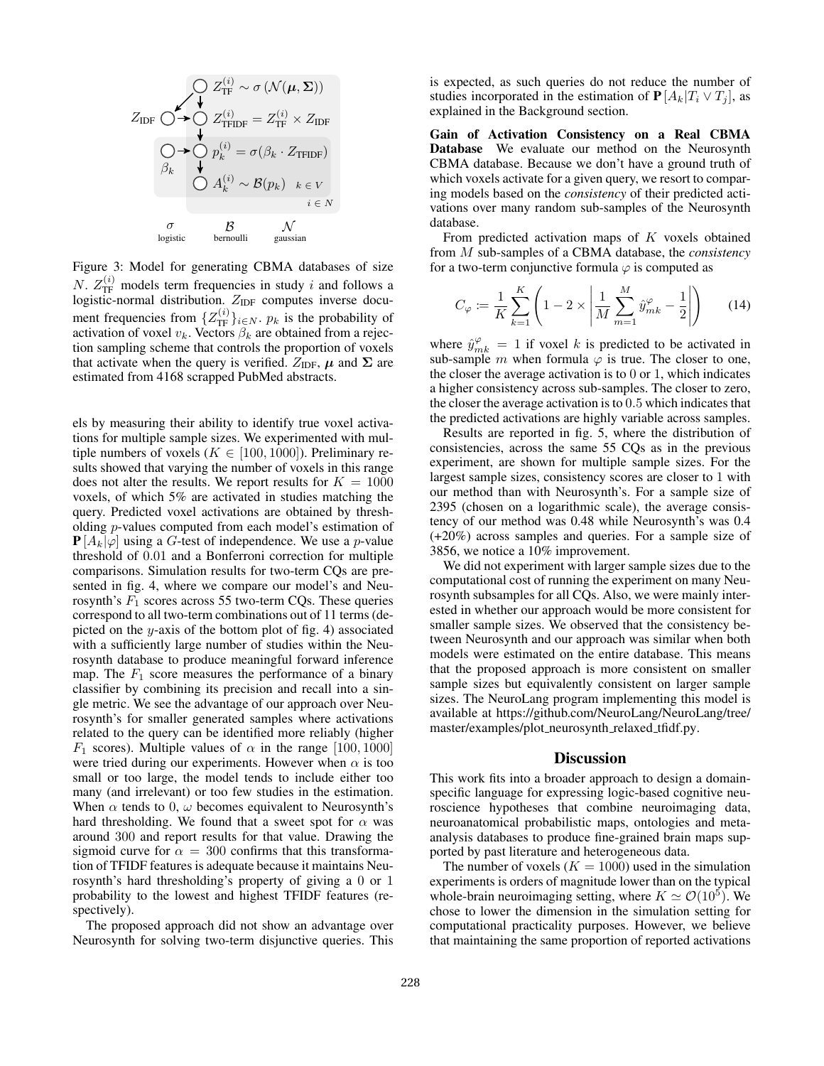Figure 3: Model for generating CBMA databases of size $N$. $Z_{\text{TF}}^{(i)}$ models term frequencies in study $i$ and follows a logistic-normal distribution. $Z_{\text{IDF}}$ computes inverse document frequencies from $\{Z_{\text{TF}}^{(i)}\}_{i \in N}$. $p_k$ is the probability of activation of voxel $v_k$. Vectors $\beta_k$ are obtained from a rejection sampling scheme that controls the proportion of voxels that activate when the query is verified. $Z_{\text{IDF}}$, $\boldsymbol{\mu}$ and $\boldsymbol{\Sigma}$ are estimated from 4168 scrapped PubMed abstracts.

els by measuring their ability to identify true voxel activations for multiple sample sizes. We experimented with multiple numbers of voxels ($K \in [100, 1000]$). Preliminary results showed that varying the number of voxels in this range does not alter the results. We report results for $K = 1000$ voxels, of which 5% are activated in studies matching the query. Predicted voxel activations are obtained by thresholding $p$-values computed from each model's estimation of $\mathbf{P}[A_k|\varphi]$ using a $G$-test of independence. We use a $p$-value threshold of $0.01$ and a Bonferroni correction for multiple comparisons. Simulation results for two-term CQs are presented in fig. 4, where we compare our model's and Neurosynth's $F_1$ scores across 55 two-term CQs. These queries correspond to all two-term combinations out of 11 terms (depicted on the $y$-axis of the bottom plot of fig. 4) associated with a sufficiently large number of studies within the Neurosynth database to produce meaningful forward inference map. The $F_1$ score measures the performance of a binary classifier by combining its precision and recall into a single metric. We see the advantage of our approach over Neurosynth's for smaller generated samples where activations related to the query can be identified more reliably (higher $F_1$ scores). Multiple values of $\alpha$ in the range $[100, 1000]$ were tried during our experiments. However when $\alpha$ is too small or too large, the model tends to include either too many (and irrelevant) or too few studies in the estimation. When $\alpha$ tends to 0, $\omega$ becomes equivalent to Neurosynth's hard thresholding. We found that a sweet spot for $\alpha$ was around 300 and report results for that value. Drawing the sigmoid curve for $\alpha = 300$ confirms that this transformation of TFIDF features is adequate because it maintains Neurosynth's hard thresholding's property of giving a 0 or 1 probability to the lowest and highest TFIDF features (respectively).

The proposed approach did not show an advantage over Neurosynth for solving two-term disjunctive queries. This is expected, as such queries do not reduce the number of studies incorporated in the estimation of $\mathbf{P}[A_k|T_i \vee T_j]$, as explained in the Background section.

**Gain of Activation Consistency on a Real CBMA Database** We evaluate our method on the Neurosynth CBMA database. Because we don't have a ground truth of which voxels activate for a given query, we resort to comparing models based on the *consistency* of their predicted activations over many random sub-samples of the Neurosynth database.

From predicted activation maps of $K$ voxels obtained from $M$ sub-samples of a CBMA database, the *consistency* for a two-term conjunctive formula $\varphi$ is computed as

$$C_\varphi := \frac{1}{K} \sum_{k=1}^{K} \left( 1 - 2 \times \left| \frac{1}{M} \sum_{m=1}^{M} \hat{y}_{mk}^{\varphi} - \frac{1}{2} \right| \right) \tag{14}$$

where $\hat{y}_{mk}^{\varphi} = 1$ if voxel $k$ is predicted to be activated in sub-sample $m$ when formula $\varphi$ is true. The closer to one, the closer the average activation is to 0 or 1, which indicates a higher consistency across sub-samples. The closer to zero, the closer the average activation is to $0.5$ which indicates that the predicted activations are highly variable across samples.

Results are reported in fig. 5, where the distribution of consistencies, across the same 55 CQs as in the previous experiment, are shown for multiple sample sizes. For the largest sample sizes, consistency scores are closer to 1 with our method than with Neurosynth's. For a sample size of 2395 (chosen on a logarithmic scale), the average consistency of our method was 0.48 while Neurosynth's was 0.4 (+20%) across samples and queries. For a sample size of 3856, we notice a 10% improvement.

We did not experiment with larger sample sizes due to the computational cost of running the experiment on many Neurosynth subsamples for all CQs. Also, we were mainly interested in whether our approach would be more consistent for smaller sample sizes. We observed that the consistency between Neurosynth and our approach was similar when both models were estimated on the entire database. This means that the proposed approach is more consistent on smaller sample sizes but equivalently consistent on larger sample sizes. The NeuroLang program implementing this model is available at https://github.com/NeuroLang/NeuroLang/tree/master/examples/plot_neurosynth_relaxed_tfidf.py.

## Discussion

This work fits into a broader approach to design a domain-specific language for expressing logic-based cognitive neuroscience hypotheses that combine neuroimaging data, neuroanatomical probabilistic maps, ontologies and meta-analysis databases to produce fine-grained brain maps supported by past literature and heterogeneous data.

The number of voxels ($K = 1000$) used in the simulation experiments is orders of magnitude lower than on the typical whole-brain neuroimaging setting, where $K \simeq \mathcal{O}(10^5)$. We chose to lower the dimension in the simulation setting for computational practicality purposes. However, we believe that maintaining the same proportion of reported activations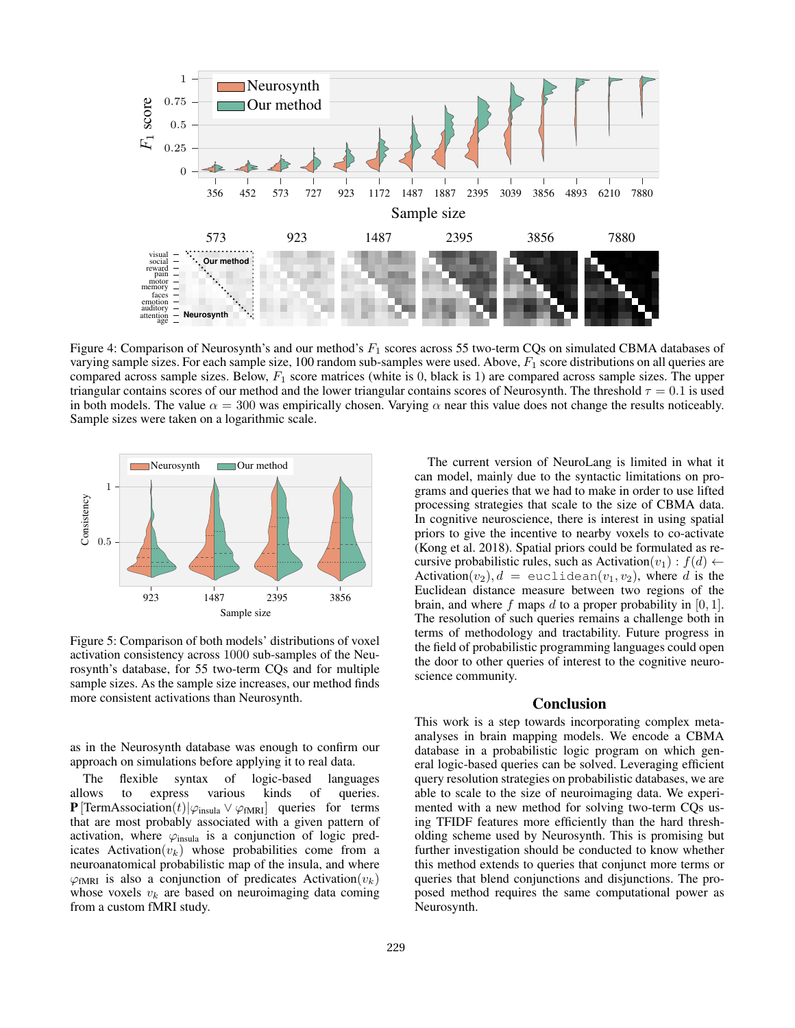Figure 4: Comparison of Neurosynth's and our method's $F_1$ scores across 55 two-term CQs on simulated CBMA databases of varying sample sizes. For each sample size, 100 random sub-samples were used. Above, $F_1$ score distributions on all queries are compared across sample sizes. Below, $F_1$ score matrices (white is 0, black is 1) are compared across sample sizes. The upper triangular contains scores of our method and the lower triangular contains scores of Neurosynth. The threshold $\tau = 0.1$ is used in both models. The value $\alpha = 300$ was empirically chosen. Varying $\alpha$ near this value does not change the results noticeably. Sample sizes were taken on a logarithmic scale.

Figure 5: Comparison of both models' distributions of voxel activation consistency across 1000 sub-samples of the Neurosynth's database, for 55 two-term CQs and for multiple sample sizes. As the sample size increases, our method finds more consistent activations than Neurosynth.

as in the Neurosynth database was enough to confirm our approach on simulations before applying it to real data.

The flexible syntax of logic-based languages allows to express various kinds of queries. $\mathbf{P}\left[\text{TermAssociation}(t) | \varphi_{\text{insula}} \vee \varphi_{\text{fMRI}}\right]$ queries for terms that are most probably associated with a given pattern of activation, where $\varphi_{\text{insula}}$ is a conjunction of logic predicates $\text{Activation}(v_k)$ whose probabilities come from a neuroanatomical probabilistic map of the insula, and where $\varphi_{\text{fMRI}}$ is also a conjunction of predicates $\text{Activation}(v_k)$ whose voxels $v_k$ are based on neuroimaging data coming from a custom fMRI study.

The current version of NeuroLang is limited in what it can model, mainly due to the syntactic limitations on programs and queries that we had to make in order to use lifted processing strategies that scale to the size of CBMA data. In cognitive neuroscience, there is interest in using spatial priors to give the incentive to nearby voxels to co-activate (Kong et al. 2018). Spatial priors could be formulated as recursive probabilistic rules, such as $\text{Activation}(v_1) : f(d) \leftarrow \text{Activation}(v_2), d = \texttt{euclidean}(v_1, v_2)$, where $d$ is the Euclidean distance measure between two regions of the brain, and where $f$ maps $d$ to a proper probability in $[0, 1]$. The resolution of such queries remains a challenge both in terms of methodology and tractability. Future progress in the field of probabilistic programming languages could open the door to other queries of interest to the cognitive neuroscience community.

## Conclusion

This work is a step towards incorporating complex meta-analyses in brain mapping models. We encode a CBMA database in a probabilistic logic program on which general logic-based queries can be solved. Leveraging efficient query resolution strategies on probabilistic databases, we are able to scale to the size of neuroimaging data. We experimented with a new method for solving two-term CQs using TFIDF features more efficiently than the hard thresholding scheme used by Neurosynth. This is promising but further investigation should be conducted to know whether this method extends to queries that conjunct more terms or queries that blend conjunctions and disjunctions. The proposed method requires the same computational power as Neurosynth.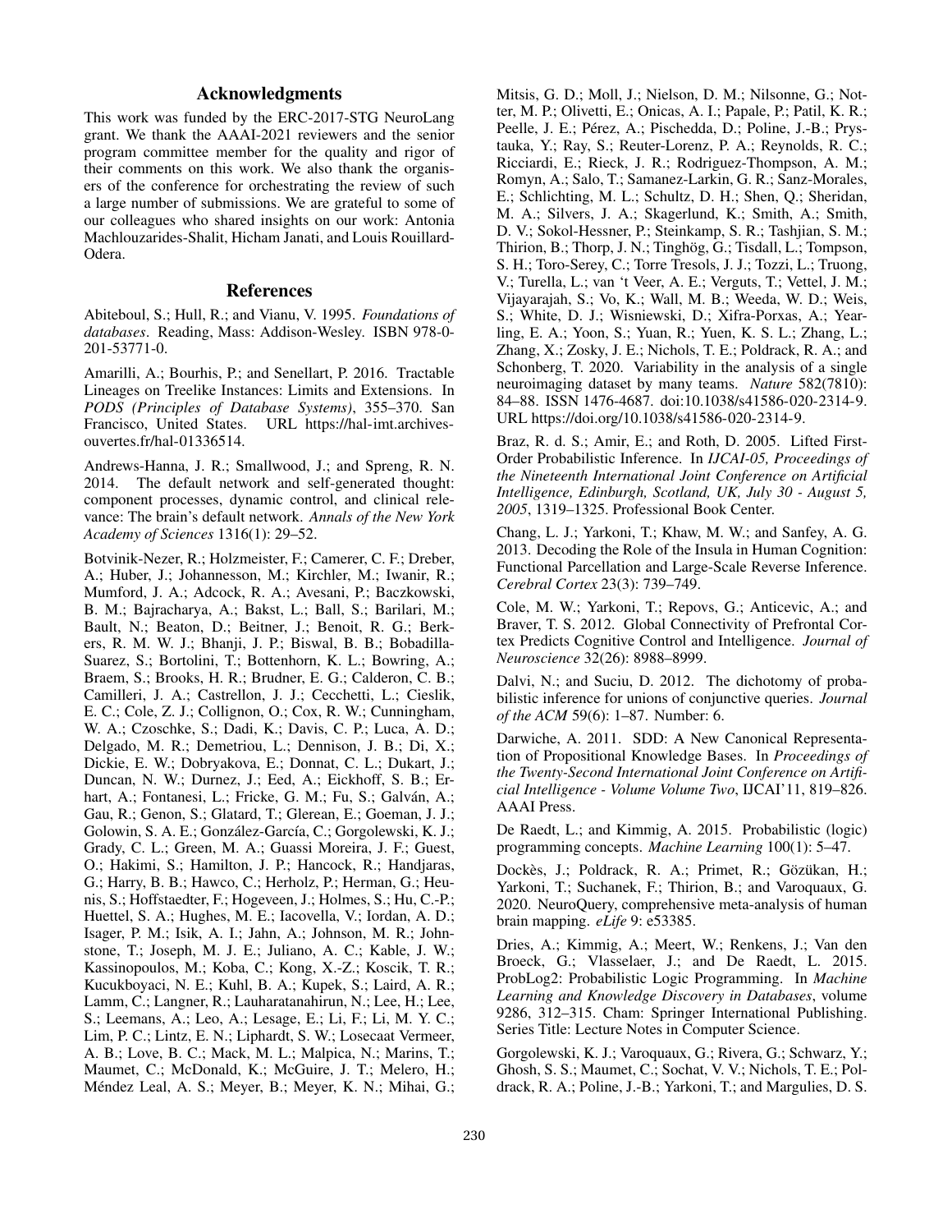## Acknowledgments

This work was funded by the ERC-2017-STG NeuroLang grant. We thank the AAAI-2021 reviewers and the senior program committee member for the quality and rigor of their comments on this work. We also thank the organisers of the conference for orchestrating the review of such a large number of submissions. We are grateful to some of our colleagues who shared insights on our work: Antonia Machlouzarides-Shalit, Hicham Janati, and Louis Rouillard-Odera.

## References

Abiteboul, S.; Hull, R.; and Vianu, V. 1995. *Foundations of databases*. Reading, Mass: Addison-Wesley. ISBN 978-0-201-53771-0.

Amarilli, A.; Bourhis, P.; and Senellart, P. 2016. Tractable Lineages on Treelike Instances: Limits and Extensions. In *PODS (Principles of Database Systems)*, 355–370. San Francisco, United States. URL https://hal-imt.archives-ouvertes.fr/hal-01336514.

Andrews-Hanna, J. R.; Smallwood, J.; and Spreng, R. N. 2014. The default network and self-generated thought: component processes, dynamic control, and clinical relevance: The brain's default network. *Annals of the New York Academy of Sciences* 1316(1): 29–52.

Botvinik-Nezer, R.; Holzmeister, F.; Camerer, C. F.; Dreber, A.; Huber, J.; Johannesson, M.; Kirchler, M.; Iwanir, R.; Mumford, J. A.; Adcock, R. A.; Avesani, P.; Baczkowski, B. M.; Bajracharya, A.; Bakst, L.; Ball, S.; Barilari, M.; Bault, N.; Beaton, D.; Beitner, J.; Benoit, R. G.; Berkers, R. M. W. J.; Bhanji, J. P.; Biswal, B. B.; Bobadilla-Suarez, S.; Bortolini, T.; Bottenhorn, K. L.; Bowring, A.; Braem, S.; Brooks, H. R.; Brudner, E. G.; Calderon, C. B.; Camilleri, J. A.; Castrellon, J. J.; Cecchetti, L.; Cieslik, E. C.; Cole, Z. J.; Collignon, O.; Cox, R. W.; Cunningham, W. A.; Czoschke, S.; Dadi, K.; Davis, C. P.; Luca, A. D.; Delgado, M. R.; Demetriou, L.; Dennison, J. B.; Di, X.; Dickie, E. W.; Dobryakova, E.; Donnat, C. L.; Dukart, J.; Duncan, N. W.; Durnez, J.; Eed, A.; Eickhoff, S. B.; Erhart, A.; Fontanesi, L.; Fricke, G. M.; Fu, S.; Galván, A.; Gau, R.; Genon, S.; Glatard, T.; Glerean, E.; Goeman, J. J.; Golowin, S. A. E.; González-García, C.; Gorgolewski, K. J.; Grady, C. L.; Green, M. A.; Guassi Moreira, J. F.; Guest, O.; Hakimi, S.; Hamilton, J. P.; Hancock, R.; Handjaras, G.; Harry, B. B.; Hawco, C.; Herholz, P.; Herman, G.; Heunis, S.; Hoffstaedter, F.; Hogeveen, J.; Holmes, S.; Hu, C.-P.; Huettel, S. A.; Hughes, M. E.; Iacovella, V.; Iordan, A. D.; Isager, P. M.; Isik, A. I.; Jahn, A.; Johnson, M. R.; Johnstone, T.; Joseph, M. J. E.; Juliano, A. C.; Kable, J. W.; Kassinopoulos, M.; Koba, C.; Kong, X.-Z.; Koscik, T. R.; Kucukboyaci, N. E.; Kuhl, B. A.; Kupek, S.; Laird, A. R.; Lamm, C.; Langner, R.; Lauharatanahirun, N.; Lee, H.; Lee, S.; Leemans, A.; Leo, A.; Lesage, E.; Li, F.; Li, M. Y. C.; Lim, P. C.; Lintz, E. N.; Liphardt, S. W.; Losecaat Vermeer, A. B.; Love, B. C.; Mack, M. L.; Malpica, N.; Marins, T.; Maumet, C.; McDonald, K.; McGuire, J. T.; Melero, H.; Méndez Leal, A. S.; Meyer, B.; Meyer, K. N.; Mihai, G.; Mitsis, G. D.; Moll, J.; Nielson, D. M.; Nilsonne, G.; Notter, M. P.; Olivetti, E.; Onicas, A. I.; Papale, P.; Patil, K. R.; Peelle, J. E.; Pérez, A.; Pischedda, D.; Poline, J.-B.; Prystauka, Y.; Ray, S.; Reuter-Lorenz, P. A.; Reynolds, R. C.; Ricciardi, E.; Rieck, J. R.; Rodriguez-Thompson, A. M.; Romyn, A.; Salo, T.; Samanez-Larkin, G. R.; Sanz-Morales, E.; Schlichting, M. L.; Schultz, D. H.; Shen, Q.; Sheridan, M. A.; Silvers, J. A.; Skagerlund, K.; Smith, A.; Smith, D. V.; Sokol-Hessner, P.; Steinkamp, S. R.; Tashjian, S. M.; Thirion, B.; Thorp, J. N.; Tinghög, G.; Tisdall, L.; Tompson, S. H.; Toro-Serey, C.; Torre Tresols, J. J.; Tozzi, L.; Truong, V.; Turella, L.; van 't Veer, A. E.; Verguts, T.; Vettel, J. M.; Vijayarajah, S.; Vo, K.; Wall, M. B.; Weeda, W. D.; Weis, S.; White, D. J.; Wisniewski, D.; Xifra-Porxas, A.; Yearling, E. A.; Yoon, S.; Yuan, R.; Yuen, K. S. L.; Zhang, L.; Zhang, X.; Zosky, J. E.; Nichols, T. E.; Poldrack, R. A.; and Schonberg, T. 2020. Variability in the analysis of a single neuroimaging dataset by many teams. *Nature* 582(7810): 84–88. ISSN 1476-4687. doi:10.1038/s41586-020-2314-9. URL https://doi.org/10.1038/s41586-020-2314-9.

Braz, R. d. S.; Amir, E.; and Roth, D. 2005. Lifted First-Order Probabilistic Inference. In *IJCAI-05, Proceedings of the Nineteenth International Joint Conference on Artificial Intelligence, Edinburgh, Scotland, UK, July 30 - August 5, 2005*, 1319–1325. Professional Book Center.

Chang, L. J.; Yarkoni, T.; Khaw, M. W.; and Sanfey, A. G. 2013. Decoding the Role of the Insula in Human Cognition: Functional Parcellation and Large-Scale Reverse Inference. *Cerebral Cortex* 23(3): 739–749.

Cole, M. W.; Yarkoni, T.; Repovs, G.; Anticevic, A.; and Braver, T. S. 2012. Global Connectivity of Prefrontal Cortex Predicts Cognitive Control and Intelligence. *Journal of Neuroscience* 32(26): 8988–8999.

Dalvi, N.; and Suciu, D. 2012. The dichotomy of probabilistic inference for unions of conjunctive queries. *Journal of the ACM* 59(6): 1–87. Number: 6.

Darwiche, A. 2011. SDD: A New Canonical Representation of Propositional Knowledge Bases. In *Proceedings of the Twenty-Second International Joint Conference on Artificial Intelligence - Volume Volume Two*, IJCAI'11, 819–826. AAAI Press.

De Raedt, L.; and Kimmig, A. 2015. Probabilistic (logic) programming concepts. *Machine Learning* 100(1): 5–47.

Dockès, J.; Poldrack, R. A.; Primet, R.; Gözükan, H.; Yarkoni, T.; Suchanek, F.; Thirion, B.; and Varoquaux, G. 2020. NeuroQuery, comprehensive meta-analysis of human brain mapping. *eLife* 9: e53385.

Dries, A.; Kimmig, A.; Meert, W.; Renkens, J.; Van den Broeck, G.; Vlasselaer, J.; and De Raedt, L. 2015. ProbLog2: Probabilistic Logic Programming. In *Machine Learning and Knowledge Discovery in Databases*, volume 9286, 312–315. Cham: Springer International Publishing. Series Title: Lecture Notes in Computer Science.

Gorgolewski, K. J.; Varoquaux, G.; Rivera, G.; Schwarz, Y.; Ghosh, S. S.; Maumet, C.; Sochat, V. V.; Nichols, T. E.; Poldrack, R. A.; Poline, J.-B.; Yarkoni, T.; and Margulies, D. S.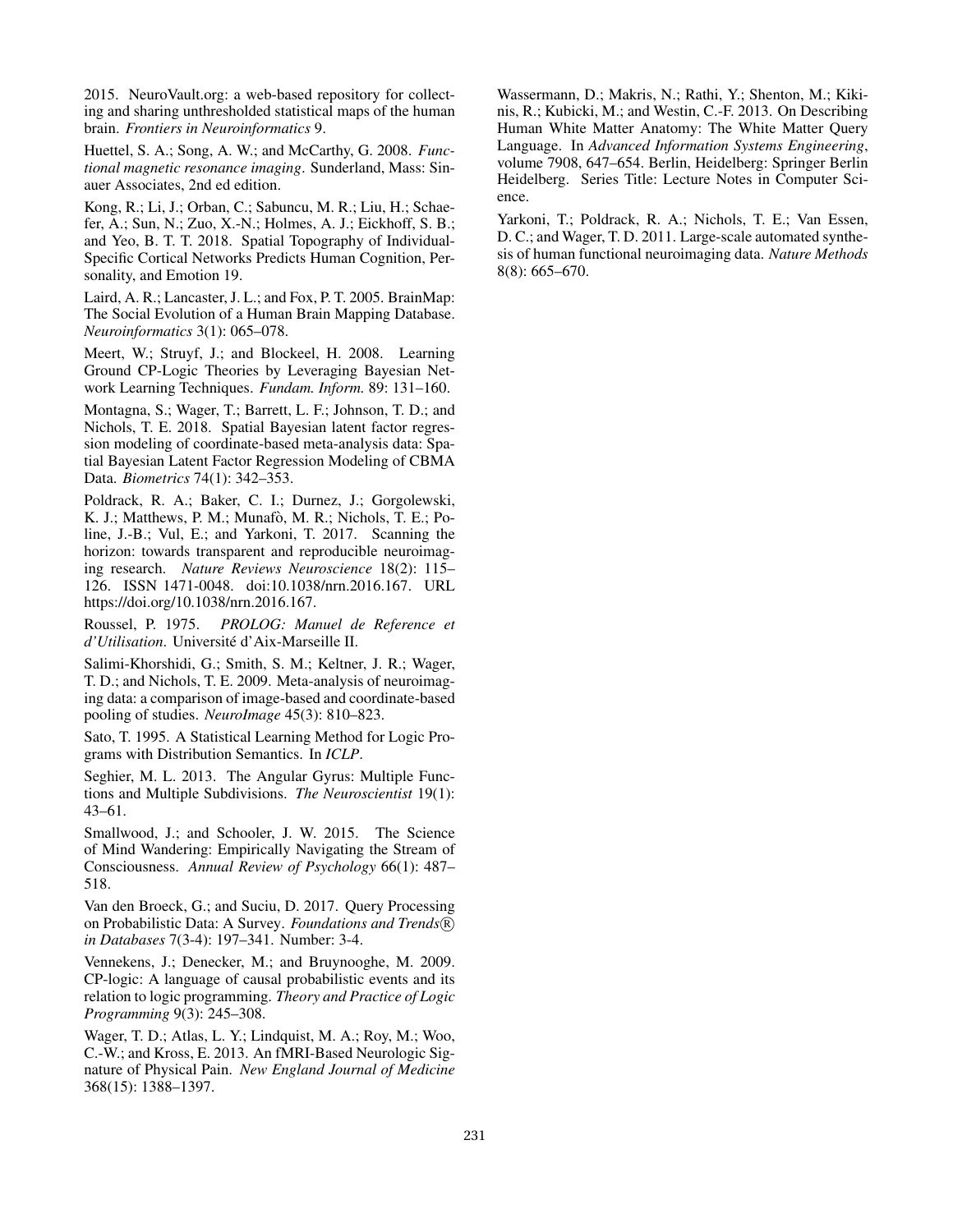2015. NeuroVault.org: a web-based repository for collecting and sharing unthresholded statistical maps of the human brain. *Frontiers in Neuroinformatics* 9.

Huettel, S. A.; Song, A. W.; and McCarthy, G. 2008. *Functional magnetic resonance imaging*. Sunderland, Mass: Sinauer Associates, 2nd ed edition.

Kong, R.; Li, J.; Orban, C.; Sabuncu, M. R.; Liu, H.; Schaefer, A.; Sun, N.; Zuo, X.-N.; Holmes, A. J.; Eickhoff, S. B.; and Yeo, B. T. T. 2018. Spatial Topography of Individual-Specific Cortical Networks Predicts Human Cognition, Personality, and Emotion 19.

Laird, A. R.; Lancaster, J. L.; and Fox, P. T. 2005. BrainMap: The Social Evolution of a Human Brain Mapping Database. *Neuroinformatics* 3(1): 065–078.

Meert, W.; Struyf, J.; and Blockeel, H. 2008. Learning Ground CP-Logic Theories by Leveraging Bayesian Network Learning Techniques. *Fundam. Inform.* 89: 131–160.

Montagna, S.; Wager, T.; Barrett, L. F.; Johnson, T. D.; and Nichols, T. E. 2018. Spatial Bayesian latent factor regression modeling of coordinate-based meta-analysis data: Spatial Bayesian Latent Factor Regression Modeling of CBMA Data. *Biometrics* 74(1): 342–353.

Poldrack, R. A.; Baker, C. I.; Durnez, J.; Gorgolewski, K. J.; Matthews, P. M.; Munafò, M. R.; Nichols, T. E.; Poline, J.-B.; Vul, E.; and Yarkoni, T. 2017. Scanning the horizon: towards transparent and reproducible neuroimaging research. *Nature Reviews Neuroscience* 18(2): 115–126. ISSN 1471-0048. doi:10.1038/nrn.2016.167. URL https://doi.org/10.1038/nrn.2016.167.

Roussel, P. 1975. *PROLOG: Manuel de Reference et d'Utilisation*. Université d'Aix-Marseille II.

Salimi-Khorshidi, G.; Smith, S. M.; Keltner, J. R.; Wager, T. D.; and Nichols, T. E. 2009. Meta-analysis of neuroimaging data: a comparison of image-based and coordinate-based pooling of studies. *NeuroImage* 45(3): 810–823.

Sato, T. 1995. A Statistical Learning Method for Logic Programs with Distribution Semantics. In *ICLP*.

Seghier, M. L. 2013. The Angular Gyrus: Multiple Functions and Multiple Subdivisions. *The Neuroscientist* 19(1): 43–61.

Smallwood, J.; and Schooler, J. W. 2015. The Science of Mind Wandering: Empirically Navigating the Stream of Consciousness. *Annual Review of Psychology* 66(1): 487–518.

Van den Broeck, G.; and Suciu, D. 2017. Query Processing on Probabilistic Data: A Survey. *Foundations and Trends® in Databases* 7(3-4): 197–341. Number: 3-4.

Vennekens, J.; Denecker, M.; and Bruynooghe, M. 2009. CP-logic: A language of causal probabilistic events and its relation to logic programming. *Theory and Practice of Logic Programming* 9(3): 245–308.

Wager, T. D.; Atlas, L. Y.; Lindquist, M. A.; Roy, M.; Woo, C.-W.; and Kross, E. 2013. An fMRI-Based Neurologic Signature of Physical Pain. *New England Journal of Medicine* 368(15): 1388–1397.

Wassermann, D.; Makris, N.; Rathi, Y.; Shenton, M.; Kikinis, R.; Kubicki, M.; and Westin, C.-F. 2013. On Describing Human White Matter Anatomy: The White Matter Query Language. In *Advanced Information Systems Engineering*, volume 7908, 647–654. Berlin, Heidelberg: Springer Berlin Heidelberg. Series Title: Lecture Notes in Computer Science.

Yarkoni, T.; Poldrack, R. A.; Nichols, T. E.; Van Essen, D. C.; and Wager, T. D. 2011. Large-scale automated synthesis of human functional neuroimaging data. *Nature Methods* 8(8): 665–670.